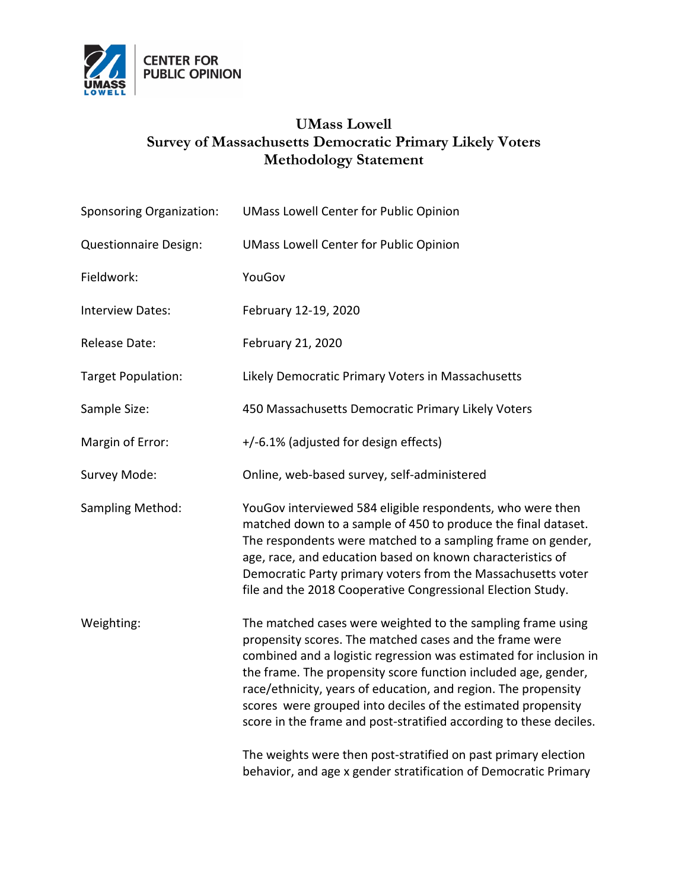CENTER FOR PUBLIC OPINION

# UMass Lowell
# Survey of Massachusetts Democratic Primary Likely Voters
# Methodology Statement

| | |
|---|---|
| Sponsoring Organization: | UMass Lowell Center for Public Opinion |
| Questionnaire Design: | UMass Lowell Center for Public Opinion |
| Fieldwork: | YouGov |
| Interview Dates: | February 12-19, 2020 |
| Release Date: | February 21, 2020 |
| Target Population: | Likely Democratic Primary Voters in Massachusetts |
| Sample Size: | 450 Massachusetts Democratic Primary Likely Voters |
| Margin of Error: | +/-6.1% (adjusted for design effects) |
| Survey Mode: | Online, web-based survey, self-administered |
| Sampling Method: | YouGov interviewed 584 eligible respondents, who were then matched down to a sample of 450 to produce the final dataset. The respondents were matched to a sampling frame on gender, age, race, and education based on known characteristics of Democratic Party primary voters from the Massachusetts voter file and the 2018 Cooperative Congressional Election Study. |
| Weighting: | The matched cases were weighted to the sampling frame using propensity scores. The matched cases and the frame were combined and a logistic regression was estimated for inclusion in the frame. The propensity score function included age, gender, race/ethnicity, years of education, and region. The propensity scores were grouped into deciles of the estimated propensity score in the frame and post-stratified according to these deciles.<br><br>The weights were then post-stratified on past primary election behavior, and age x gender stratification of Democratic Primary |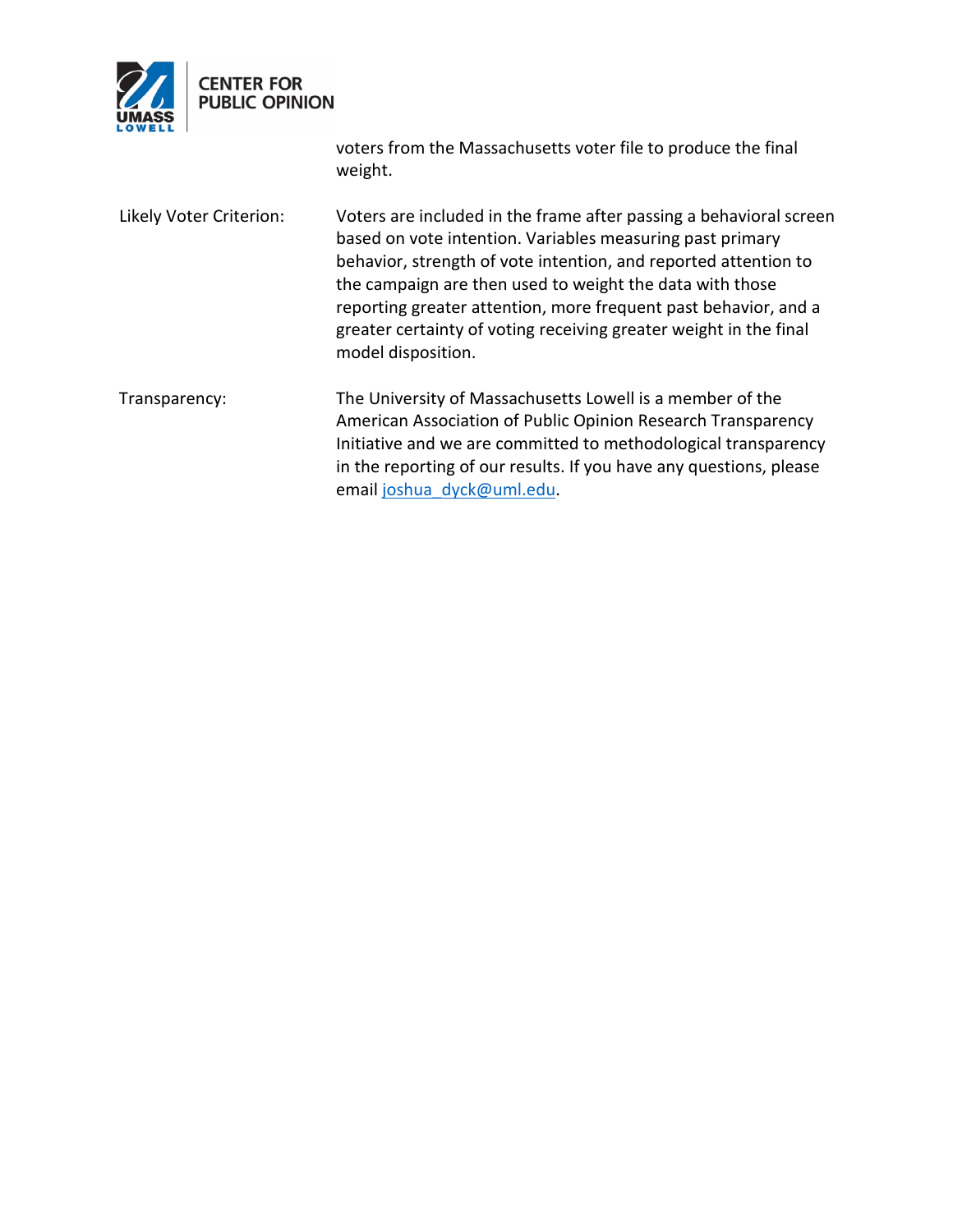voters from the Massachusetts voter file to produce the final weight.

| | |
|---|---|
| Likely Voter Criterion: | Voters are included in the frame after passing a behavioral screen based on vote intention. Variables measuring past primary behavior, strength of vote intention, and reported attention to the campaign are then used to weight the data with those reporting greater attention, more frequent past behavior, and a greater certainty of voting receiving greater weight in the final model disposition. |
| Transparency: | The University of Massachusetts Lowell is a member of the American Association of Public Opinion Research Transparency Initiative and we are committed to methodological transparency in the reporting of our results. If you have any questions, please email joshua_dyck@uml.edu. |